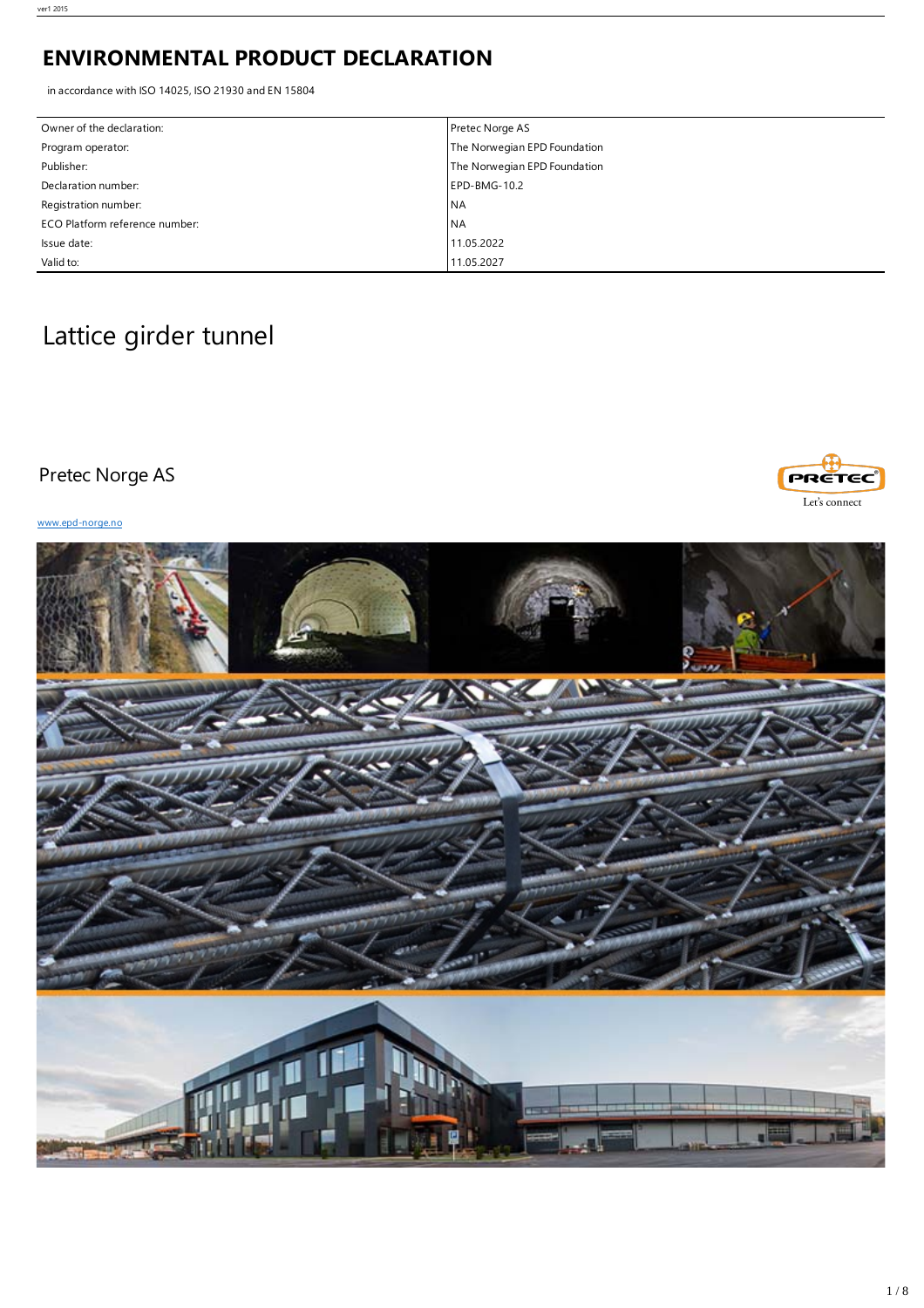# ENVIRONMENTAL PRODUCT DECLARATION

in accordance with ISO 14025, ISO 21930 and EN 15804

| | |
|---|---|
| Owner of the declaration: | Pretec Norge AS |
| Program operator: | The Norwegian EPD Foundation |
| Publisher: | The Norwegian EPD Foundation |
| Declaration number: | EPD-BMG-10.2 |
| Registration number: | NA |
| ECO Platform reference number: | NA |
| Issue date: | 11.05.2022 |
| Valid to: | 11.05.2027 |

# Lattice girder tunnel

## Pretec Norge AS

www.epd-norge.no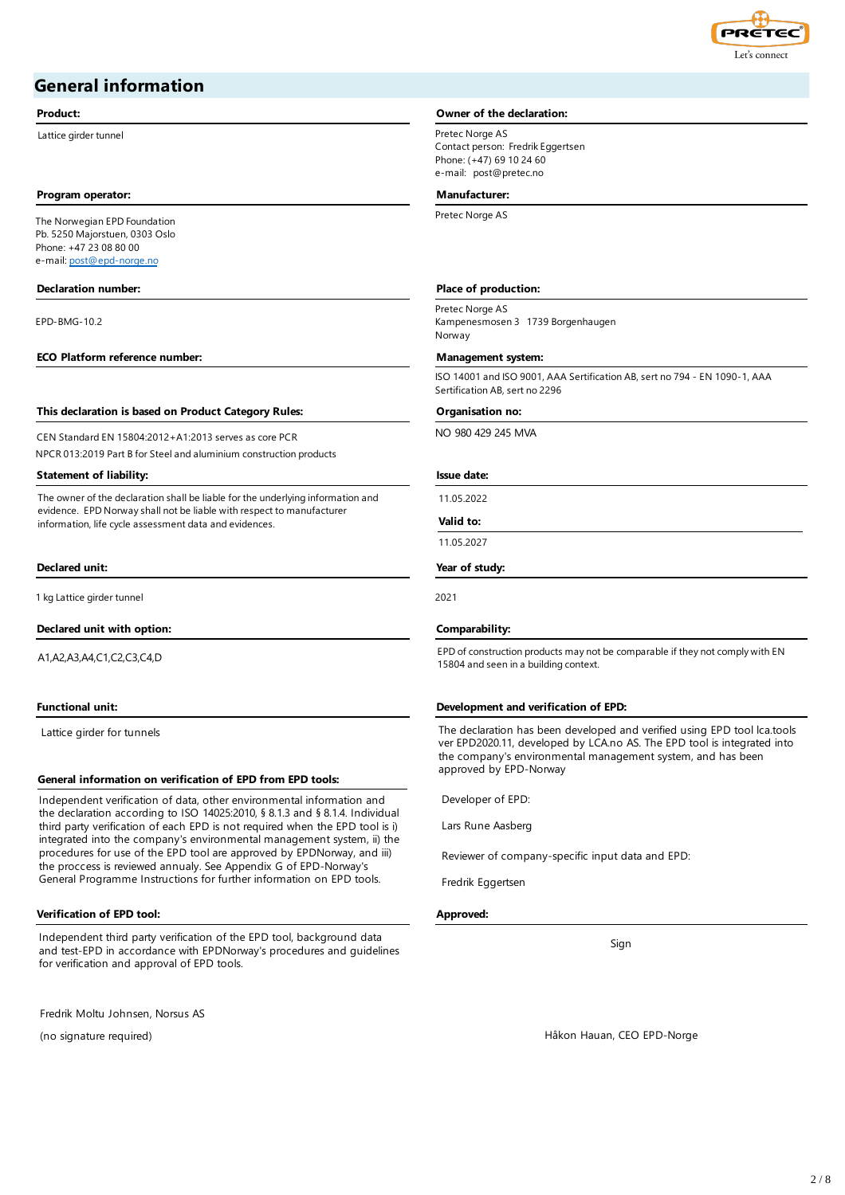## General information

**Product:**

Lattice girder tunnel

**Owner of the declaration:**

Pretec Norge AS
Contact person: Fredrik Eggertsen
Phone: (+47) 69 10 24 60
e-mail: post@pretec.no

**Program operator:**

The Norwegian EPD Foundation
Pb. 5250 Majorstuen, 0303 Oslo
Phone: +47 23 08 80 00
e-mail: post@epd-norge.no

**Manufacturer:**

Pretec Norge AS

**Declaration number:**

EPD-BMG-10.2

**Place of production:**

Pretec Norge AS
Kampenesmosen 3 1739 Borgenhaugen
Norway

**ECO Platform reference number:**

**Management system:**

ISO 14001 and ISO 9001, AAA Sertification AB, sert no 794 - EN 1090-1, AAA Sertification AB, sert no 2296

**This declaration is based on Product Category Rules:**

CEN Standard EN 15804:2012+A1:2013 serves as core PCR
NPCR 013:2019 Part B for Steel and aluminium construction products

**Organisation no:**

NO 980 429 245 MVA

**Statement of liability:**

The owner of the declaration shall be liable for the underlying information and evidence. EPD Norway shall not be liable with respect to manufacturer information, life cycle assessment data and evidences.

**Issue date:**

11.05.2022

**Valid to:**

11.05.2027

**Declared unit:**

1 kg Lattice girder tunnel

**Year of study:**

2021

**Declared unit with option:**

A1,A2,A3,A4,C1,C2,C3,C4,D

**Comparability:**

EPD of construction products may not be comparable if they not comply with EN 15804 and seen in a building context.

**Functional unit:**

Lattice girder for tunnels

**Development and verification of EPD:**

The declaration has been developed and verified using EPD tool lca.tools ver EPD2020.11, developed by LCA.no AS. The EPD tool is integrated into the company's environmental management system, and has been approved by EPD-Norway

**General information on verification of EPD from EPD tools:**

Independent verification of data, other environmental information and the declaration according to ISO 14025:2010, § 8.1.3 and § 8.1.4. Individual third party verification of each EPD is not required when the EPD tool is i) integrated into the company's environmental management system, ii) the procedures for use of the EPD tool are approved by EPDNorway, and iii) the proccess is reviewed annually. See Appendix G of EPD-Norway's General Programme Instructions for further information on EPD tools.

Developer of EPD:

Lars Rune Aasberg

Reviewer of company-specific input data and EPD:

Fredrik Eggertsen

**Verification of EPD tool:**

Independent third party verification of the EPD tool, background data and test-EPD in accordance with EPDNorway's procedures and guidelines for verification and approval of EPD tools.

Fredrik Moltu Johnsen, Norsus AS

(no signature required)

**Approved:**

Sign

Håkon Hauan, CEO EPD-Norge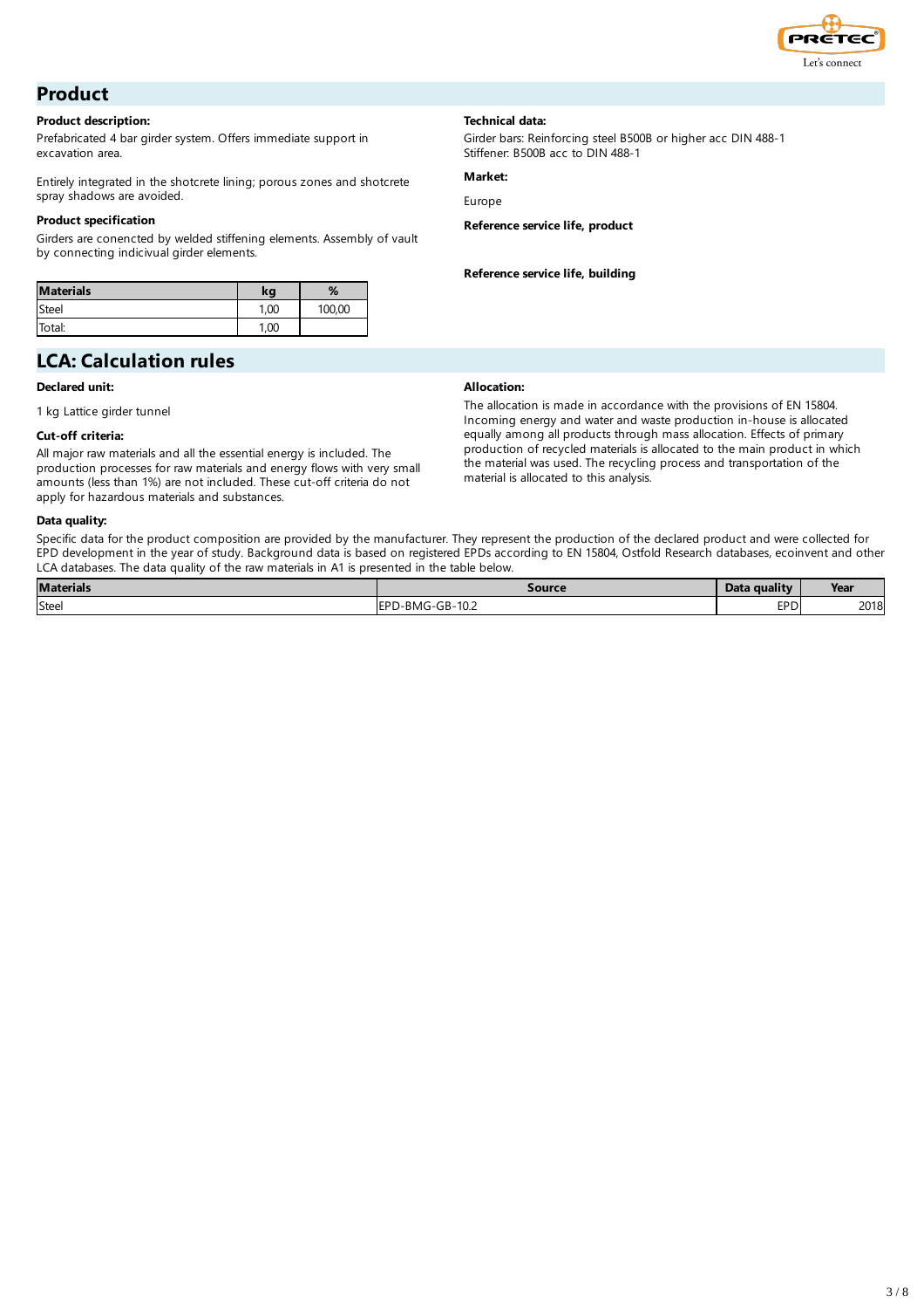## Product

**Product description:**

Prefabricated 4 bar girder system. Offers immediate support in excavation area.

Entirely integrated in the shotcrete lining; porous zones and shotcrete spray shadows are avoided.

**Product specification**

Girders are conencted by welded stiffening elements. Assembly of vault by connecting indicivual girder elements.

| Materials | kg | % |
|---|---|---|
| Steel | 1,00 | 100,00 |
| Total: | 1,00 | |

**Technical data:**

Girder bars: Reinforcing steel B500B or higher acc DIN 488-1
Stiffener: B500B acc to DIN 488-1

**Market:**

Europe

**Reference service life, product**

**Reference service life, building**

## LCA: Calculation rules

**Declared unit:**

1 kg Lattice girder tunnel

**Cut-off criteria:**

All major raw materials and all the essential energy is included. The production processes for raw materials and energy flows with very small amounts (less than 1%) are not included. These cut-off criteria do not apply for hazardous materials and substances.

**Allocation:**

The allocation is made in accordance with the provisions of EN 15804. Incoming energy and water and waste production in-house is allocated equally among all products through mass allocation. Effects of primary production of recycled materials is allocated to the main product in which the material was used. The recycling process and transportation of the material is allocated to this analysis.

**Data quality:**

Specific data for the product composition are provided by the manufacturer. They represent the production of the declared product and were collected for EPD development in the year of study. Background data is based on registered EPDs according to EN 15804, Ostfold Research databases, ecoinvent and other LCA databases. The data quality of the raw materials in A1 is presented in the table below.

| Materials | Source | Data quality | Year |
|---|---|---|---|
| Steel | EPD-BMG-GB-10.2 | EPD | 2018 |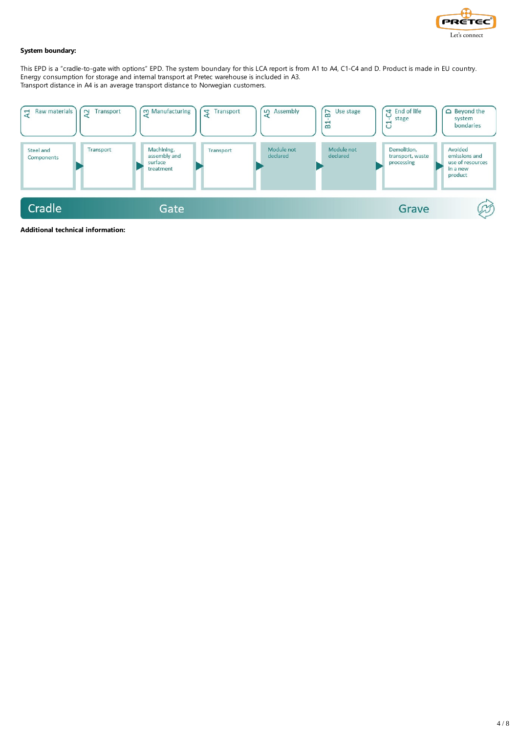**System boundary:**

This EPD is a "cradle-to-gate with options" EPD. The system boundary for this LCA report is from A1 to A4, C1-C4 and D. Product is made in EU country.
Energy consumption for storage and internal transport at Pretec warehouse is included in A3.
Transport distance in A4 is an average transport distance to Norwegian customers.

| A1 Raw materials | A2 Transport | A3 Manufacturing | A4 Transport | A5 Assembly | B1-B7 Use stage | C1-C4 End of life stage | D Beyond the system bondaries |
|---|---|---|---|---|---|---|---|
| Steel and Components | Transport | Machining, assembly and surface treatment | Transport | Module not declared | Module not declared | Demolition, transport, waste processing | Avoided emissions and use of resources in a new product |

Cradle — Gate — Grave

**Additional technical information:**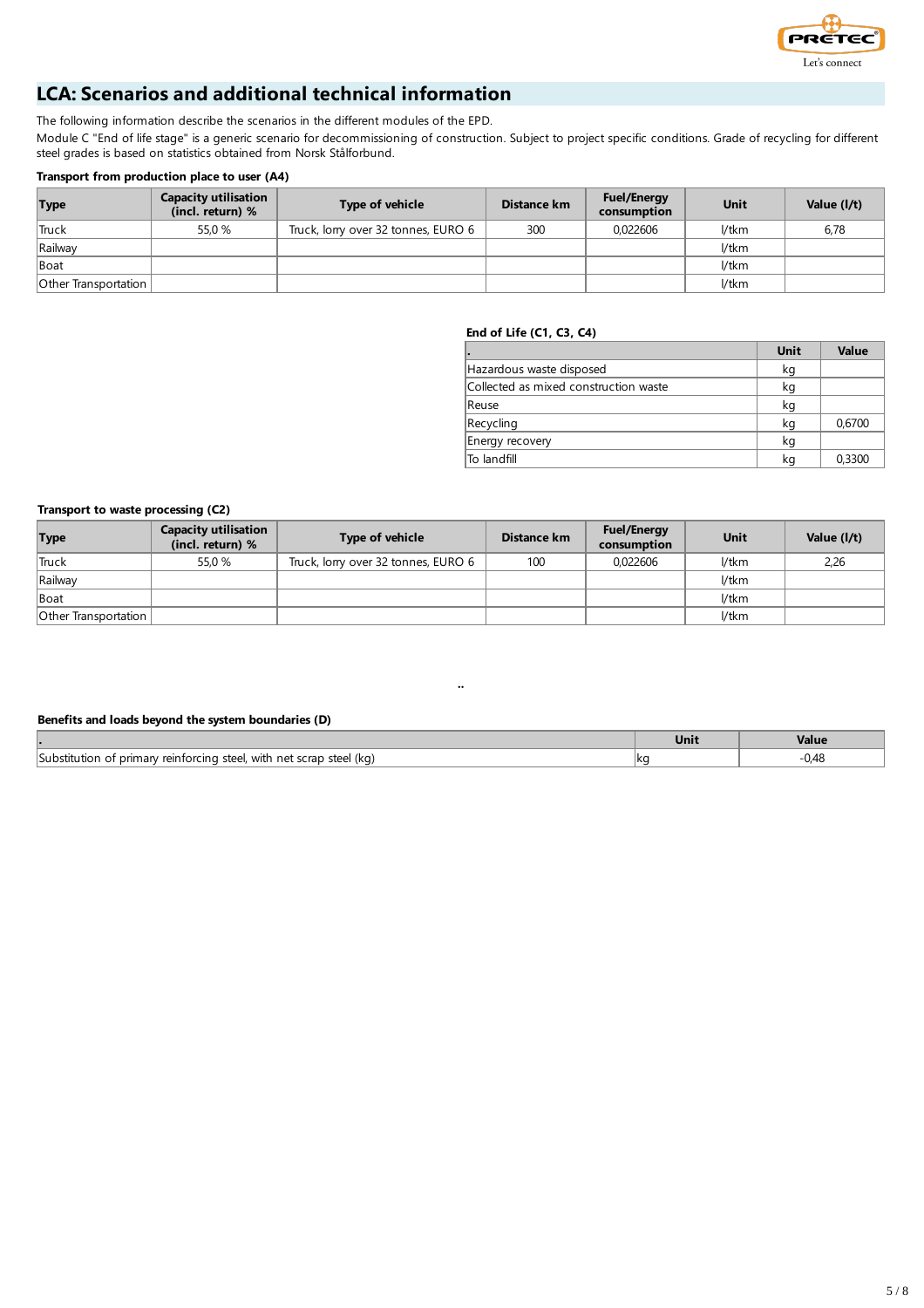## LCA: Scenarios and additional technical information

The following information describe the scenarios in the different modules of the EPD.

Module C "End of life stage" is a generic scenario for decommissioning of construction. Subject to project specific conditions. Grade of recycling for different steel grades is based on statistics obtained from Norsk Stålforbund.

**Transport from production place to user (A4)**

| Type | Capacity utilisation (incl. return) % | Type of vehicle | Distance km | Fuel/Energy consumption | Unit | Value (l/t) |
|---|---|---|---|---|---|---|
| Truck | 55,0 % | Truck, lorry over 32 tonnes, EURO 6 | 300 | 0,022606 | l/tkm | 6,78 |
| Railway | | | | | l/tkm | |
| Boat | | | | | l/tkm | |
| Other Transportation | | | | | l/tkm | |

**End of Life (C1, C3, C4)**

| . | Unit | Value |
|---|---|---|
| Hazardous waste disposed | kg | |
| Collected as mixed construction waste | kg | |
| Reuse | kg | |
| Recycling | kg | 0,6700 |
| Energy recovery | kg | |
| To landfill | kg | 0,3300 |

**Transport to waste processing (C2)**

| Type | Capacity utilisation (incl. return) % | Type of vehicle | Distance km | Fuel/Energy consumption | Unit | Value (l/t) |
|---|---|---|---|---|---|---|
| Truck | 55,0 % | Truck, lorry over 32 tonnes, EURO 6 | 100 | 0,022606 | l/tkm | 2,26 |
| Railway | | | | | l/tkm | |
| Boat | | | | | l/tkm | |
| Other Transportation | | | | | l/tkm | |

..

**Benefits and loads beyond the system boundaries (D)**

| . | Unit | Value |
|---|---|---|
| Substitution of primary reinforcing steel, with net scrap steel (kg) | kg | -0,48 |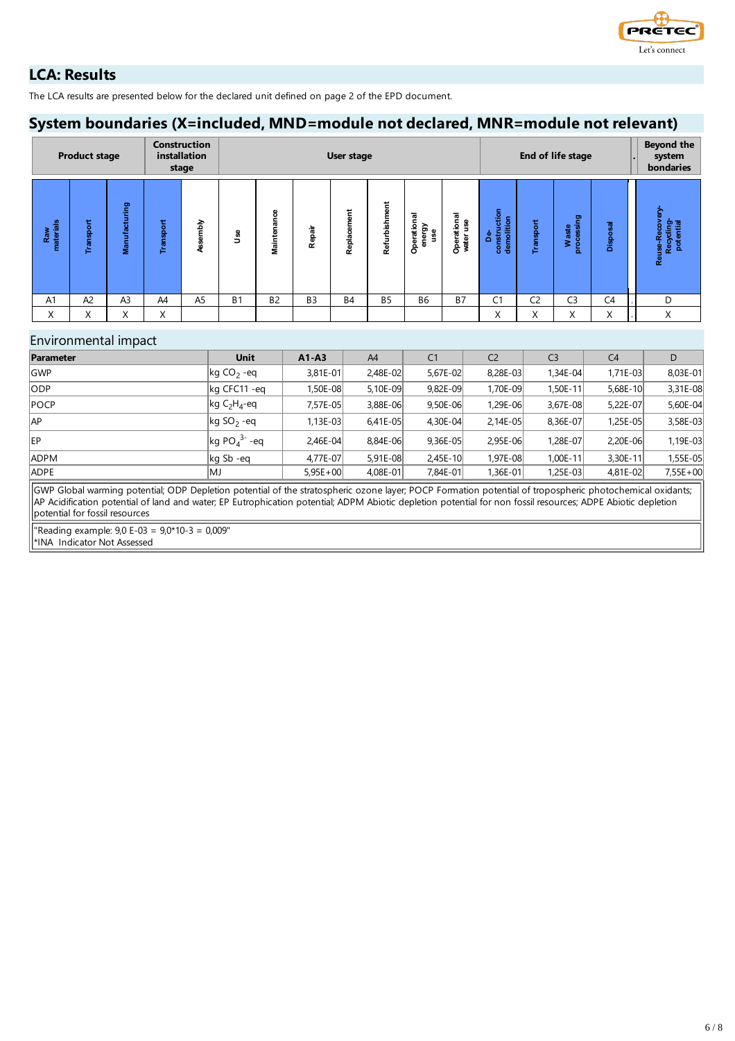## LCA: Results

The LCA results are presented below for the declared unit defined on page 2 of the EPD document.

## System boundaries (X=included, MND=module not declared, MNR=module not relevant)

| Product stage | | | Construction installation stage | | User stage | | | | | | | End of life stage | | | | Beyond the system bondaries |
|---|---|---|---|---|---|---|---|---|---|---|---|---|---|---|---|---|
| Raw materials | Transport | Manufacturing | Transport | Assembly | Use | Maintenance | Repair | Replacement | Refurbishment | Operational energy use | Operational water use | De-construction demolition | Transport | Waste processing | Disposal | Reuse-Recovery-Recycling-potential |
| A1 | A2 | A3 | A4 | A5 | B1 | B2 | B3 | B4 | B5 | B6 | B7 | C1 | C2 | C3 | C4 | D |
| X | X | X | X | | | | | | | | | X | X | X | X | X |

## Environmental impact

| Parameter | Unit | A1-A3 | A4 | C1 | C2 | C3 | C4 | D |
|---|---|---|---|---|---|---|---|---|
| GWP | kg $CO_2$ -eq | 3,81E-01 | 2,48E-02 | 5,67E-02 | 8,28E-03 | 1,34E-04 | 1,71E-03 | 8,03E-01 |
| ODP | kg CFC11 -eq | 1,50E-08 | 5,10E-09 | 9,82E-09 | 1,70E-09 | 1,50E-11 | 5,68E-10 | 3,31E-08 |
| POCP | kg $C_2H_4$-eq | 7,57E-05 | 3,88E-06 | 9,50E-06 | 1,29E-06 | 3,67E-08 | 5,22E-07 | 5,60E-04 |
| AP | kg $SO_2$ -eq | 1,13E-03 | 6,41E-05 | 4,30E-04 | 2,14E-05 | 8,36E-07 | 1,25E-05 | 3,58E-03 |
| EP | kg $PO_4^{3-}$ -eq | 2,46E-04 | 8,84E-06 | 9,36E-05 | 2,95E-06 | 1,28E-07 | 2,20E-06 | 1,19E-03 |
| ADPM | kg Sb -eq | 4,77E-07 | 5,91E-08 | 2,45E-10 | 1,97E-08 | 1,00E-11 | 3,30E-11 | 1,55E-05 |
| ADPE | MJ | 5,95E+00 | 4,08E-01 | 7,84E-01 | 1,36E-01 | 1,25E-03 | 4,81E-02 | 7,55E+00 |

GWP Global warming potential; ODP Depletion potential of the stratospheric ozone layer; POCP Formation potential of tropospheric photochemical oxidants; AP Acidification potential of land and water; EP Eutrophication potential; ADPM Abiotic depletion potential for non fossil resources; ADPE Abiotic depletion potential for fossil resources

"Reading example: 9,0 E-03 = 9,0*10-3 = 0,009"
*INA Indicator Not Assessed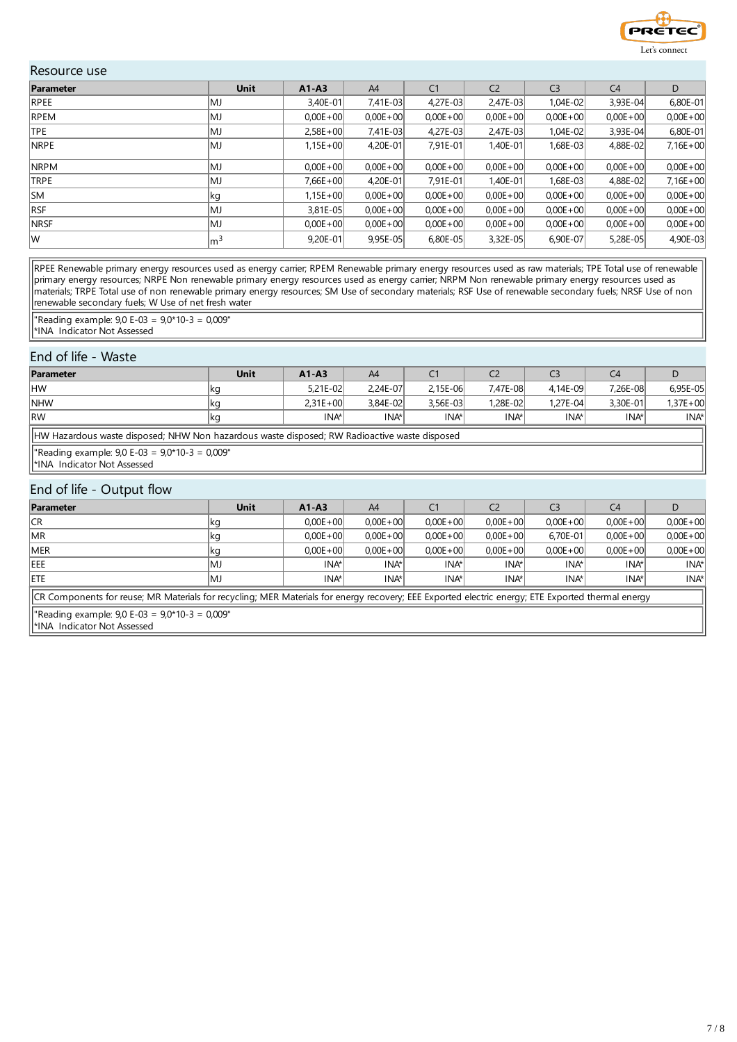## Resource use

| Parameter | Unit | A1-A3 | A4 | C1 | C2 | C3 | C4 | D |
|---|---|---|---|---|---|---|---|---|
| RPEE | MJ | 3,40E-01 | 7,41E-03 | 4,27E-03 | 2,47E-03 | 1,04E-02 | 3,93E-04 | 6,80E-01 |
| RPEM | MJ | 0,00E+00 | 0,00E+00 | 0,00E+00 | 0,00E+00 | 0,00E+00 | 0,00E+00 | 0,00E+00 |
| TPE | MJ | 2,58E+00 | 7,41E-03 | 4,27E-03 | 2,47E-03 | 1,04E-02 | 3,93E-04 | 6,80E-01 |
| NRPE | MJ | 1,15E+00 | 4,20E-01 | 7,91E-01 | 1,40E-01 | 1,68E-03 | 4,88E-02 | 7,16E+00 |
| NRPM | MJ | 0,00E+00 | 0,00E+00 | 0,00E+00 | 0,00E+00 | 0,00E+00 | 0,00E+00 | 0,00E+00 |
| TRPE | MJ | 7,66E+00 | 4,20E-01 | 7,91E-01 | 1,40E-01 | 1,68E-03 | 4,88E-02 | 7,16E+00 |
| SM | kg | 1,15E+00 | 0,00E+00 | 0,00E+00 | 0,00E+00 | 0,00E+00 | 0,00E+00 | 0,00E+00 |
| RSF | MJ | 3,81E-05 | 0,00E+00 | 0,00E+00 | 0,00E+00 | 0,00E+00 | 0,00E+00 | 0,00E+00 |
| NRSF | MJ | 0,00E+00 | 0,00E+00 | 0,00E+00 | 0,00E+00 | 0,00E+00 | 0,00E+00 | 0,00E+00 |
| W | $m^3$ | 9,20E-01 | 9,95E-05 | 6,80E-05 | 3,32E-05 | 6,90E-07 | 5,28E-05 | 4,90E-03 |

RPEE Renewable primary energy resources used as energy carrier; RPEM Renewable primary energy resources used as raw materials; TPE Total use of renewable primary energy resources; NRPE Non renewable primary energy resources used as energy carrier; NRPM Non renewable primary energy resources used as materials; TRPE Total use of non renewable primary energy resources; SM Use of secondary materials; RSF Use of renewable secondary fuels; NRSF Use of non renewable secondary fuels; W Use of net fresh water

"Reading example: 9,0 E-03 = 9,0*10-3 = 0,009"
*INA Indicator Not Assessed

## End of life - Waste

| Parameter | Unit | A1-A3 | A4 | C1 | C2 | C3 | C4 | D |
|---|---|---|---|---|---|---|---|---|
| HW | kg | 5,21E-02 | 2,24E-07 | 2,15E-06 | 7,47E-08 | 4,14E-09 | 7,26E-08 | 6,95E-05 |
| NHW | kg | 2,31E+00 | 3,84E-02 | 3,56E-03 | 1,28E-02 | 1,27E-04 | 3,30E-01 | 1,37E+00 |
| RW | kg | INA* | INA* | INA* | INA* | INA* | INA* | INA* |

HW Hazardous waste disposed; NHW Non hazardous waste disposed; RW Radioactive waste disposed

"Reading example: 9,0 E-03 = 9,0*10-3 = 0,009"
*INA Indicator Not Assessed

## End of life - Output flow

| Parameter | Unit | A1-A3 | A4 | C1 | C2 | C3 | C4 | D |
|---|---|---|---|---|---|---|---|---|
| CR | kg | 0,00E+00 | 0,00E+00 | 0,00E+00 | 0,00E+00 | 0,00E+00 | 0,00E+00 | 0,00E+00 |
| MR | kg | 0,00E+00 | 0,00E+00 | 0,00E+00 | 0,00E+00 | 6,70E-01 | 0,00E+00 | 0,00E+00 |
| MER | kg | 0,00E+00 | 0,00E+00 | 0,00E+00 | 0,00E+00 | 0,00E+00 | 0,00E+00 | 0,00E+00 |
| EEE | MJ | INA* | INA* | INA* | INA* | INA* | INA* | INA* |
| ETE | MJ | INA* | INA* | INA* | INA* | INA* | INA* | INA* |

CR Components for reuse; MR Materials for recycling; MER Materials for energy recovery; EEE Exported electric energy; ETE Exported thermal energy

"Reading example: 9,0 E-03 = 9,0*10-3 = 0,009"
*INA Indicator Not Assessed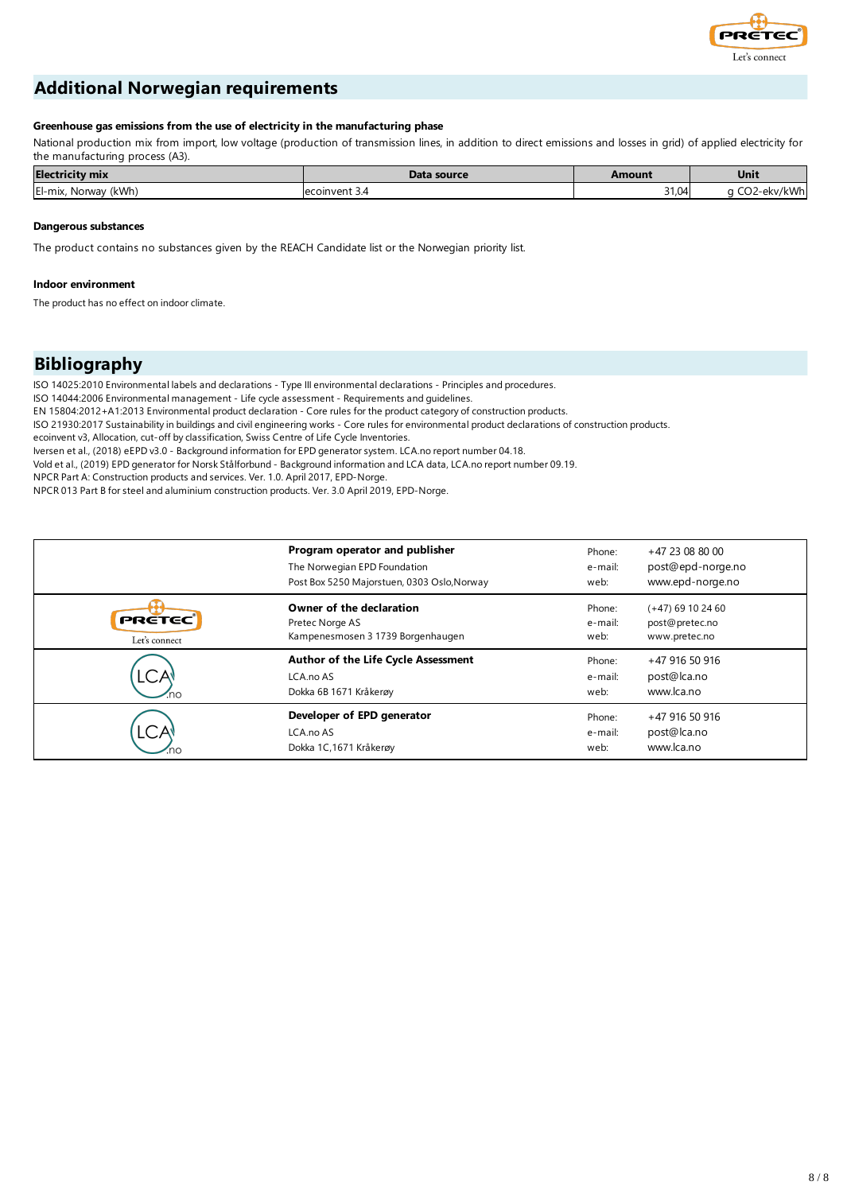## Additional Norwegian requirements

**Greenhouse gas emissions from the use of electricity in the manufacturing phase**

National production mix from import, low voltage (production of transmission lines, in addition to direct emissions and losses in grid) of applied electricity for the manufacturing process (A3).

| Electricity mix | Data source | Amount | Unit |
|---|---|---|---|
| El-mix, Norway (kWh) | ecoinvent 3.4 | 31,04 | g CO2-ekv/kWh |

**Dangerous substances**

The product contains no substances given by the REACH Candidate list or the Norwegian priority list.

**Indoor environment**

The product has no effect on indoor climate.

## Bibliography

ISO 14025:2010 Environmental labels and declarations - Type III environmental declarations - Principles and procedures.
ISO 14044:2006 Environmental management - Life cycle assessment - Requirements and guidelines.
EN 15804:2012+A1:2013 Environmental product declaration - Core rules for the product category of construction products.
ISO 21930:2017 Sustainability in buildings and civil engineering works - Core rules for environmental product declarations of construction products.
ecoinvent v3, Allocation, cut-off by classification, Swiss Centre of Life Cycle Inventories.
Iversen et al., (2018) eEPD v3.0 - Background information for EPD generator system. LCA.no report number 04.18.
Vold et al., (2019) EPD generator for Norsk Stålforbund - Background information and LCA data, LCA.no report number 09.19.
NPCR Part A: Construction products and services. Ver. 1.0. April 2017, EPD-Norge.
NPCR 013 Part B for steel and aluminium construction products. Ver. 3.0 April 2019, EPD-Norge.

| | | | |
|---|---|---|---|
| | **Program operator and publisher**<br>The Norwegian EPD Foundation<br>Post Box 5250 Majorstuen, 0303 Oslo,Norway | Phone:<br>e-mail:<br>web: | +47 23 08 80 00<br>post@epd-norge.no<br>www.epd-norge.no |
| PRETEC Let's connect | **Owner of the declaration**<br>Pretec Norge AS<br>Kampenesmosen 3 1739 Borgenhaugen | Phone:<br>e-mail:<br>web: | (+47) 69 10 24 60<br>post@pretec.no<br>www.pretec.no |
| LCA.no | **Author of the Life Cycle Assessment**<br>LCA.no AS<br>Dokka 6B 1671 Kråkerøy | Phone:<br>e-mail:<br>web: | +47 916 50 916<br>post@lca.no<br>www.lca.no |
| LCA.no | **Developer of EPD generator**<br>LCA.no AS<br>Dokka 1C,1671 Kråkerøy | Phone:<br>e-mail:<br>web: | +47 916 50 916<br>post@lca.no<br>www.lca.no |